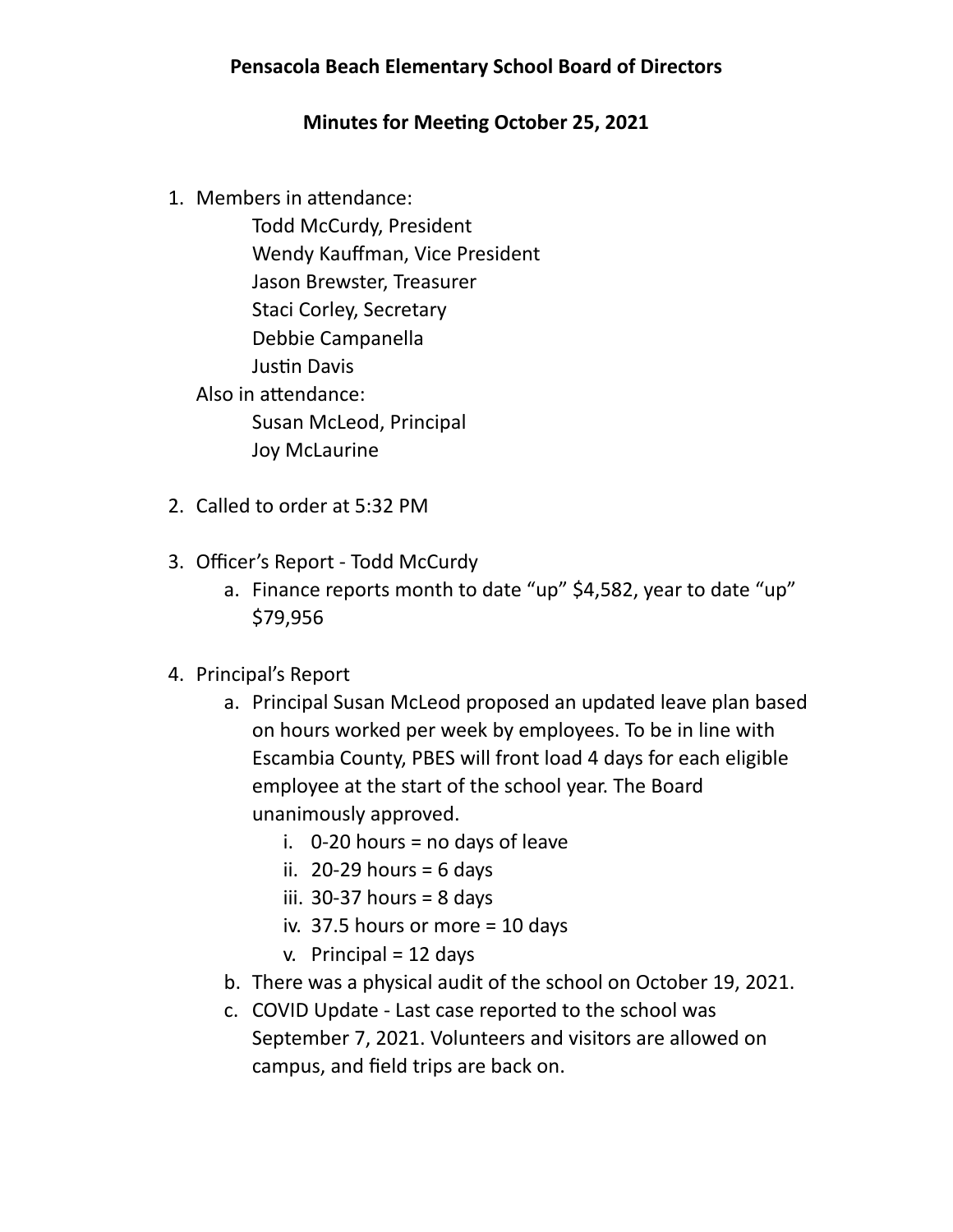**Pensacola Beach Elementary School Board of Directors**

**Minutes for Meeting October 25, 2021**

1. Members in attendance:
   - Todd McCurdy, President
   - Wendy Kauffman, Vice President
   - Jason Brewster, Treasurer
   - Staci Corley, Secretary
   - Debbie Campanella
   - Justin Davis

   Also in attendance:
   - Susan McLeod, Principal
   - Joy McLaurine

2. Called to order at 5:32 PM

3. Officer's Report - Todd McCurdy
   a. Finance reports month to date "up" $4,582, year to date "up" $79,956

4. Principal's Report
   a. Principal Susan McLeod proposed an updated leave plan based on hours worked per week by employees. To be in line with Escambia County, PBES will front load 4 days for each eligible employee at the start of the school year. The Board unanimously approved.
      i. 0-20 hours = no days of leave
      ii. 20-29 hours = 6 days
      iii. 30-37 hours = 8 days
      iv. 37.5 hours or more = 10 days
      v. Principal = 12 days

   b. There was a physical audit of the school on October 19, 2021.
   c. COVID Update - Last case reported to the school was September 7, 2021. Volunteers and visitors are allowed on campus, and field trips are back on.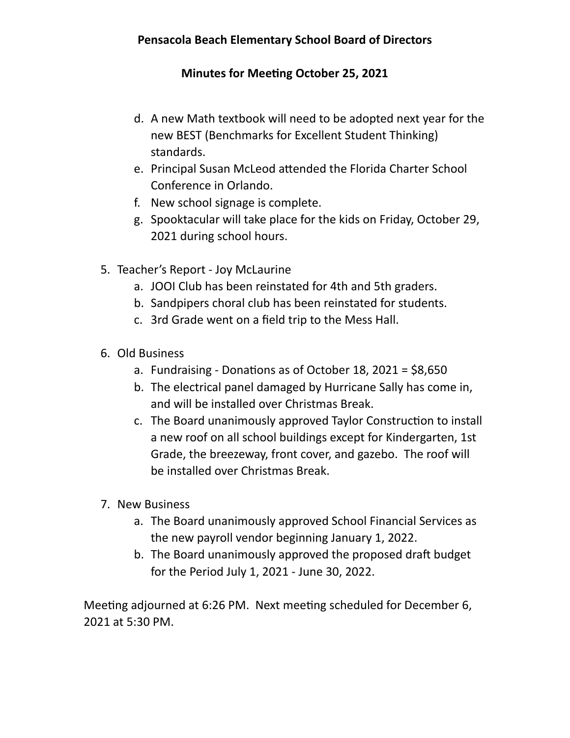**Pensacola Beach Elementary School Board of Directors**

**Minutes for Meeting October 25, 2021**

   d. A new Math textbook will need to be adopted next year for the new BEST (Benchmarks for Excellent Student Thinking) standards.
   e. Principal Susan McLeod attended the Florida Charter School Conference in Orlando.
   f. New school signage is complete.
   g. Spooktacular will take place for the kids on Friday, October 29, 2021 during school hours.

5. Teacher's Report - Joy McLaurine
   a. JOOI Club has been reinstated for 4th and 5th graders.
   b. Sandpipers choral club has been reinstated for students.
   c. 3rd Grade went on a field trip to the Mess Hall.

6. Old Business
   a. Fundraising - Donations as of October 18, 2021 = $8,650
   b. The electrical panel damaged by Hurricane Sally has come in, and will be installed over Christmas Break.
   c. The Board unanimously approved Taylor Construction to install a new roof on all school buildings except for Kindergarten, 1st Grade, the breezeway, front cover, and gazebo. The roof will be installed over Christmas Break.

7. New Business
   a. The Board unanimously approved School Financial Services as the new payroll vendor beginning January 1, 2022.
   b. The Board unanimously approved the proposed draft budget for the Period July 1, 2021 - June 30, 2022.

Meeting adjourned at 6:26 PM. Next meeting scheduled for December 6, 2021 at 5:30 PM.